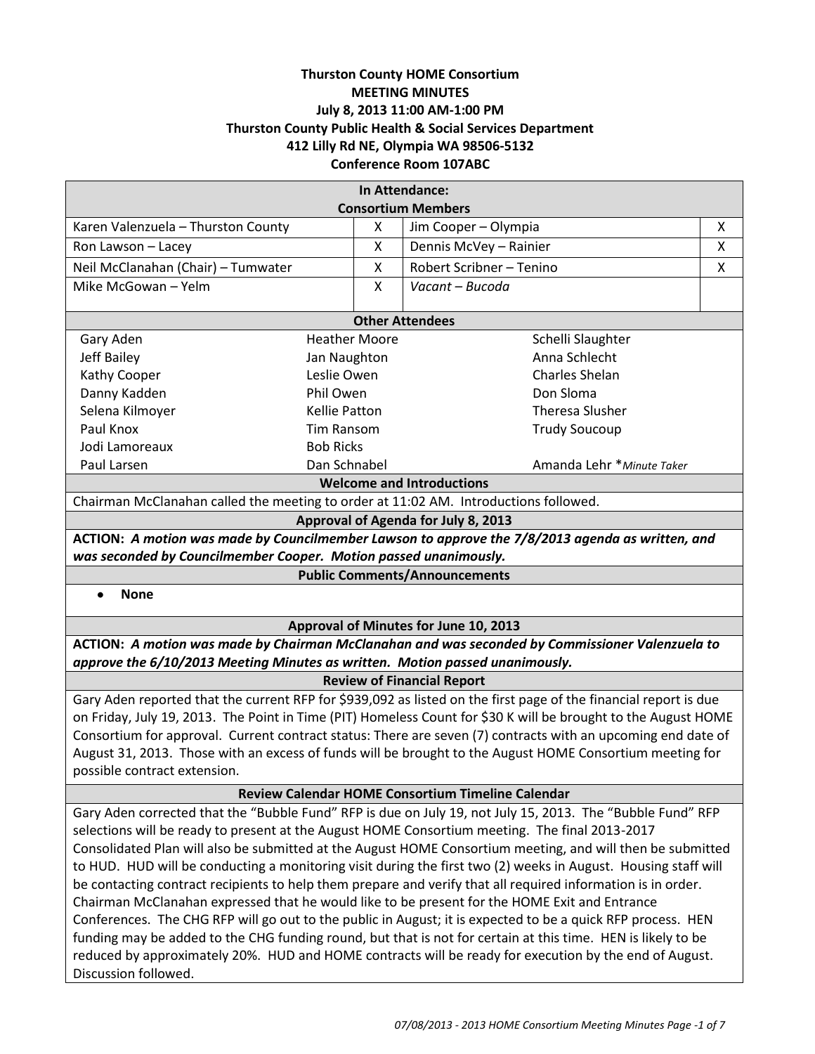**Thurston County HOME Consortium**
**MEETING MINUTES**
**July 8, 2013 11:00 AM-1:00 PM**
**Thurston County Public Health & Social Services Department**
**412 Lilly Rd NE, Olympia WA 98506-5132**
**Conference Room 107ABC**

**In Attendance:**
**Consortium Members**

| Member | Present | Member | Present |
|---|---|---|---|
| Karen Valenzuela – Thurston County | X | Jim Cooper – Olympia | X |
| Ron Lawson – Lacey | X | Dennis McVey – Rainier | X |
| Neil McClanahan (Chair) – Tumwater | X | Robert Scribner – Tenino | X |
| Mike McGowan – Yelm | X | *Vacant – Bucoda* | |

**Other Attendees**

| | | |
|---|---|---|
| Gary Aden | Heather Moore | Schelli Slaughter |
| Jeff Bailey | Jan Naughton | Anna Schlecht |
| Kathy Cooper | Leslie Owen | Charles Shelan |
| Danny Kadden | Phil Owen | Don Sloma |
| Selena Kilmoyer | Kellie Patton | Theresa Slusher |
| Paul Knox | Tim Ransom | Trudy Soucoup |
| Jodi Lamoreaux | Bob Ricks | |
| Paul Larsen | Dan Schnabel | Amanda Lehr **Minute Taker* |

**Welcome and Introductions**

Chairman McClanahan called the meeting to order at 11:02 AM. Introductions followed.

**Approval of Agenda for July 8, 2013**

**ACTION:** ***A motion was made by Councilmember Lawson to approve the 7/8/2013 agenda as written, and was seconded by Councilmember Cooper. Motion passed unanimously.***

**Public Comments/Announcements**

- **None**

**Approval of Minutes for June 10, 2013**

**ACTION:** ***A motion was made by Chairman McClanahan and was seconded by Commissioner Valenzuela to approve the 6/10/2013 Meeting Minutes as written. Motion passed unanimously.***

**Review of Financial Report**

Gary Aden reported that the current RFP for $939,092 as listed on the first page of the financial report is due on Friday, July 19, 2013. The Point in Time (PIT) Homeless Count for $30 K will be brought to the August HOME Consortium for approval. Current contract status: There are seven (7) contracts with an upcoming end date of August 31, 2013. Those with an excess of funds will be brought to the August HOME Consortium meeting for possible contract extension.

**Review Calendar HOME Consortium Timeline Calendar**

Gary Aden corrected that the "Bubble Fund" RFP is due on July 19, not July 15, 2013. The "Bubble Fund" RFP selections will be ready to present at the August HOME Consortium meeting. The final 2013-2017 Consolidated Plan will also be submitted at the August HOME Consortium meeting, and will then be submitted to HUD. HUD will be conducting a monitoring visit during the first two (2) weeks in August. Housing staff will be contacting contract recipients to help them prepare and verify that all required information is in order. Chairman McClanahan expressed that he would like to be present for the HOME Exit and Entrance Conferences. The CHG RFP will go out to the public in August; it is expected to be a quick RFP process. HEN funding may be added to the CHG funding round, but that is not for certain at this time. HEN is likely to be reduced by approximately 20%. HUD and HOME contracts will be ready for execution by the end of August. Discussion followed.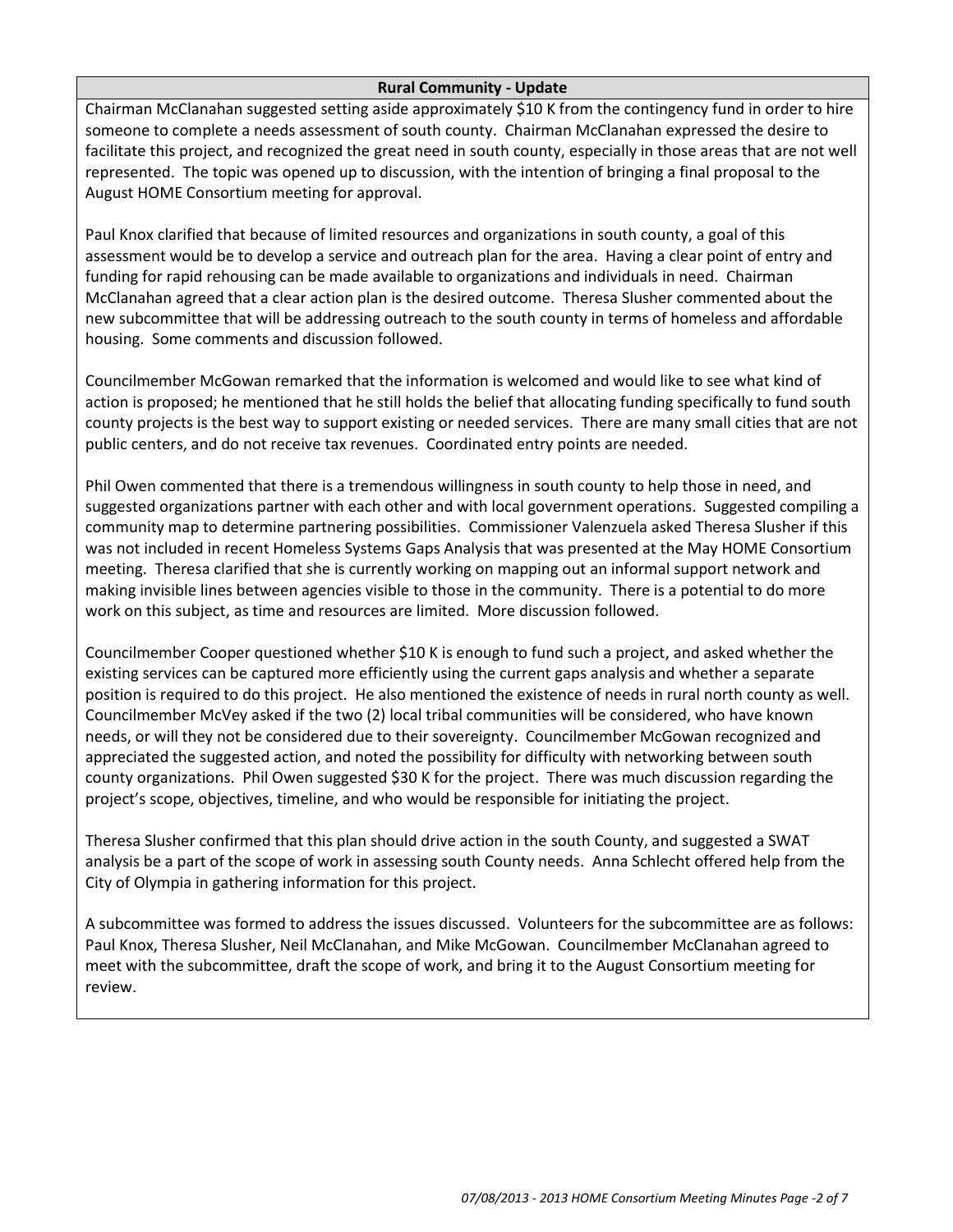**Rural Community - Update**

Chairman McClanahan suggested setting aside approximately $10 K from the contingency fund in order to hire someone to complete a needs assessment of south county. Chairman McClanahan expressed the desire to facilitate this project, and recognized the great need in south county, especially in those areas that are not well represented. The topic was opened up to discussion, with the intention of bringing a final proposal to the August HOME Consortium meeting for approval.

Paul Knox clarified that because of limited resources and organizations in south county, a goal of this assessment would be to develop a service and outreach plan for the area. Having a clear point of entry and funding for rapid rehousing can be made available to organizations and individuals in need. Chairman McClanahan agreed that a clear action plan is the desired outcome. Theresa Slusher commented about the new subcommittee that will be addressing outreach to the south county in terms of homeless and affordable housing. Some comments and discussion followed.

Councilmember McGowan remarked that the information is welcomed and would like to see what kind of action is proposed; he mentioned that he still holds the belief that allocating funding specifically to fund south county projects is the best way to support existing or needed services. There are many small cities that are not public centers, and do not receive tax revenues. Coordinated entry points are needed.

Phil Owen commented that there is a tremendous willingness in south county to help those in need, and suggested organizations partner with each other and with local government operations. Suggested compiling a community map to determine partnering possibilities. Commissioner Valenzuela asked Theresa Slusher if this was not included in recent Homeless Systems Gaps Analysis that was presented at the May HOME Consortium meeting. Theresa clarified that she is currently working on mapping out an informal support network and making invisible lines between agencies visible to those in the community. There is a potential to do more work on this subject, as time and resources are limited. More discussion followed.

Councilmember Cooper questioned whether $10 K is enough to fund such a project, and asked whether the existing services can be captured more efficiently using the current gaps analysis and whether a separate position is required to do this project. He also mentioned the existence of needs in rural north county as well. Councilmember McVey asked if the two (2) local tribal communities will be considered, who have known needs, or will they not be considered due to their sovereignty. Councilmember McGowan recognized and appreciated the suggested action, and noted the possibility for difficulty with networking between south county organizations. Phil Owen suggested $30 K for the project. There was much discussion regarding the project's scope, objectives, timeline, and who would be responsible for initiating the project.

Theresa Slusher confirmed that this plan should drive action in the south County, and suggested a SWAT analysis be a part of the scope of work in assessing south County needs. Anna Schlecht offered help from the City of Olympia in gathering information for this project.

A subcommittee was formed to address the issues discussed. Volunteers for the subcommittee are as follows: Paul Knox, Theresa Slusher, Neil McClanahan, and Mike McGowan. Councilmember McClanahan agreed to meet with the subcommittee, draft the scope of work, and bring it to the August Consortium meeting for review.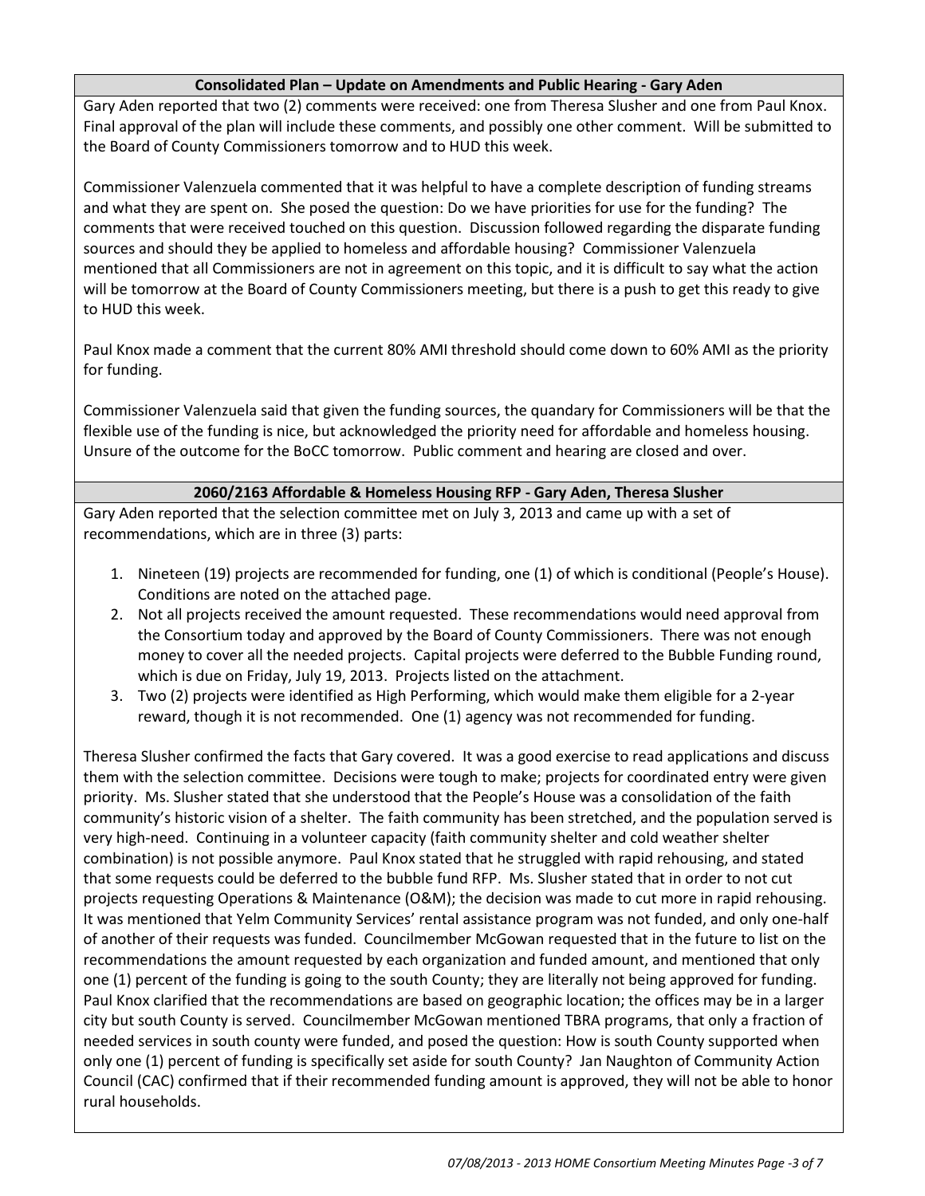### Consolidated Plan – Update on Amendments and Public Hearing - Gary Aden

Gary Aden reported that two (2) comments were received: one from Theresa Slusher and one from Paul Knox. Final approval of the plan will include these comments, and possibly one other comment. Will be submitted to the Board of County Commissioners tomorrow and to HUD this week.

Commissioner Valenzuela commented that it was helpful to have a complete description of funding streams and what they are spent on. She posed the question: Do we have priorities for use for the funding? The comments that were received touched on this question. Discussion followed regarding the disparate funding sources and should they be applied to homeless and affordable housing? Commissioner Valenzuela mentioned that all Commissioners are not in agreement on this topic, and it is difficult to say what the action will be tomorrow at the Board of County Commissioners meeting, but there is a push to get this ready to give to HUD this week.

Paul Knox made a comment that the current 80% AMI threshold should come down to 60% AMI as the priority for funding.

Commissioner Valenzuela said that given the funding sources, the quandary for Commissioners will be that the flexible use of the funding is nice, but acknowledged the priority need for affordable and homeless housing. Unsure of the outcome for the BoCC tomorrow. Public comment and hearing are closed and over.

### 2060/2163 Affordable & Homeless Housing RFP - Gary Aden, Theresa Slusher

Gary Aden reported that the selection committee met on July 3, 2013 and came up with a set of recommendations, which are in three (3) parts:

1. Nineteen (19) projects are recommended for funding, one (1) of which is conditional (People's House). Conditions are noted on the attached page.
2. Not all projects received the amount requested. These recommendations would need approval from the Consortium today and approved by the Board of County Commissioners. There was not enough money to cover all the needed projects. Capital projects were deferred to the Bubble Funding round, which is due on Friday, July 19, 2013. Projects listed on the attachment.
3. Two (2) projects were identified as High Performing, which would make them eligible for a 2-year reward, though it is not recommended. One (1) agency was not recommended for funding.

Theresa Slusher confirmed the facts that Gary covered. It was a good exercise to read applications and discuss them with the selection committee. Decisions were tough to make; projects for coordinated entry were given priority. Ms. Slusher stated that she understood that the People's House was a consolidation of the faith community's historic vision of a shelter. The faith community has been stretched, and the population served is very high-need. Continuing in a volunteer capacity (faith community shelter and cold weather shelter combination) is not possible anymore. Paul Knox stated that he struggled with rapid rehousing, and stated that some requests could be deferred to the bubble fund RFP. Ms. Slusher stated that in order to not cut projects requesting Operations & Maintenance (O&M); the decision was made to cut more in rapid rehousing. It was mentioned that Yelm Community Services' rental assistance program was not funded, and only one-half of another of their requests was funded. Councilmember McGowan requested that in the future to list on the recommendations the amount requested by each organization and funded amount, and mentioned that only one (1) percent of the funding is going to the south County; they are literally not being approved for funding. Paul Knox clarified that the recommendations are based on geographic location; the offices may be in a larger city but south County is served. Councilmember McGowan mentioned TBRA programs, that only a fraction of needed services in south county were funded, and posed the question: How is south County supported when only one (1) percent of funding is specifically set aside for south County? Jan Naughton of Community Action Council (CAC) confirmed that if their recommended funding amount is approved, they will not be able to honor rural households.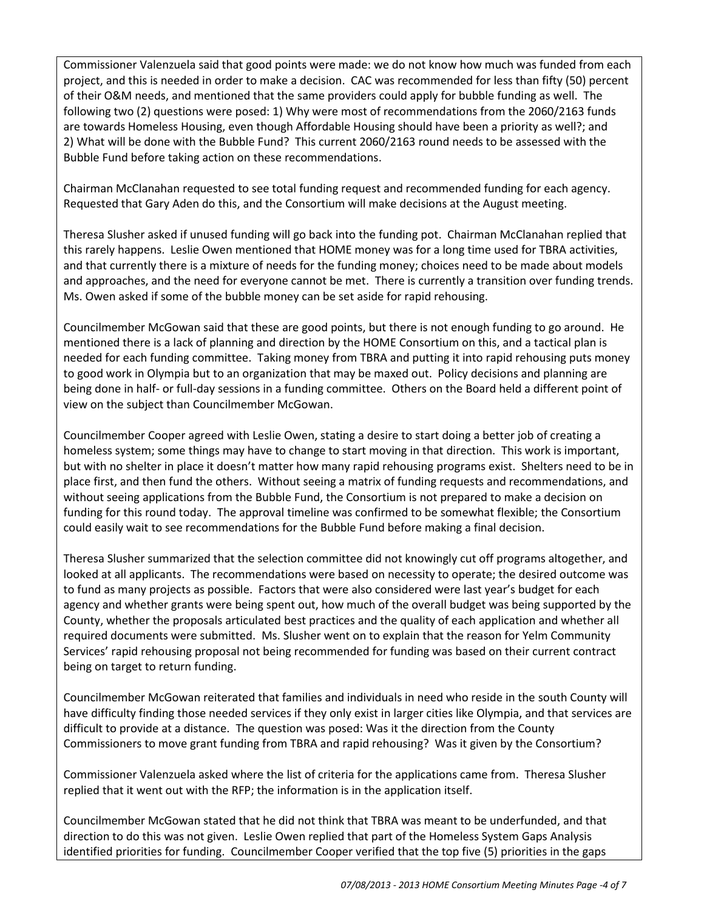Commissioner Valenzuela said that good points were made: we do not know how much was funded from each project, and this is needed in order to make a decision. CAC was recommended for less than fifty (50) percent of their O&M needs, and mentioned that the same providers could apply for bubble funding as well. The following two (2) questions were posed: 1) Why were most of recommendations from the 2060/2163 funds are towards Homeless Housing, even though Affordable Housing should have been a priority as well?; and 2) What will be done with the Bubble Fund? This current 2060/2163 round needs to be assessed with the Bubble Fund before taking action on these recommendations.

Chairman McClanahan requested to see total funding request and recommended funding for each agency. Requested that Gary Aden do this, and the Consortium will make decisions at the August meeting.

Theresa Slusher asked if unused funding will go back into the funding pot. Chairman McClanahan replied that this rarely happens. Leslie Owen mentioned that HOME money was for a long time used for TBRA activities, and that currently there is a mixture of needs for the funding money; choices need to be made about models and approaches, and the need for everyone cannot be met. There is currently a transition over funding trends. Ms. Owen asked if some of the bubble money can be set aside for rapid rehousing.

Councilmember McGowan said that these are good points, but there is not enough funding to go around. He mentioned there is a lack of planning and direction by the HOME Consortium on this, and a tactical plan is needed for each funding committee. Taking money from TBRA and putting it into rapid rehousing puts money to good work in Olympia but to an organization that may be maxed out. Policy decisions and planning are being done in half- or full-day sessions in a funding committee. Others on the Board held a different point of view on the subject than Councilmember McGowan.

Councilmember Cooper agreed with Leslie Owen, stating a desire to start doing a better job of creating a homeless system; some things may have to change to start moving in that direction. This work is important, but with no shelter in place it doesn't matter how many rapid rehousing programs exist. Shelters need to be in place first, and then fund the others. Without seeing a matrix of funding requests and recommendations, and without seeing applications from the Bubble Fund, the Consortium is not prepared to make a decision on funding for this round today. The approval timeline was confirmed to be somewhat flexible; the Consortium could easily wait to see recommendations for the Bubble Fund before making a final decision.

Theresa Slusher summarized that the selection committee did not knowingly cut off programs altogether, and looked at all applicants. The recommendations were based on necessity to operate; the desired outcome was to fund as many projects as possible. Factors that were also considered were last year's budget for each agency and whether grants were being spent out, how much of the overall budget was being supported by the County, whether the proposals articulated best practices and the quality of each application and whether all required documents were submitted. Ms. Slusher went on to explain that the reason for Yelm Community Services' rapid rehousing proposal not being recommended for funding was based on their current contract being on target to return funding.

Councilmember McGowan reiterated that families and individuals in need who reside in the south County will have difficulty finding those needed services if they only exist in larger cities like Olympia, and that services are difficult to provide at a distance. The question was posed: Was it the direction from the County Commissioners to move grant funding from TBRA and rapid rehousing? Was it given by the Consortium?

Commissioner Valenzuela asked where the list of criteria for the applications came from. Theresa Slusher replied that it went out with the RFP; the information is in the application itself.

Councilmember McGowan stated that he did not think that TBRA was meant to be underfunded, and that direction to do this was not given. Leslie Owen replied that part of the Homeless System Gaps Analysis identified priorities for funding. Councilmember Cooper verified that the top five (5) priorities in the gaps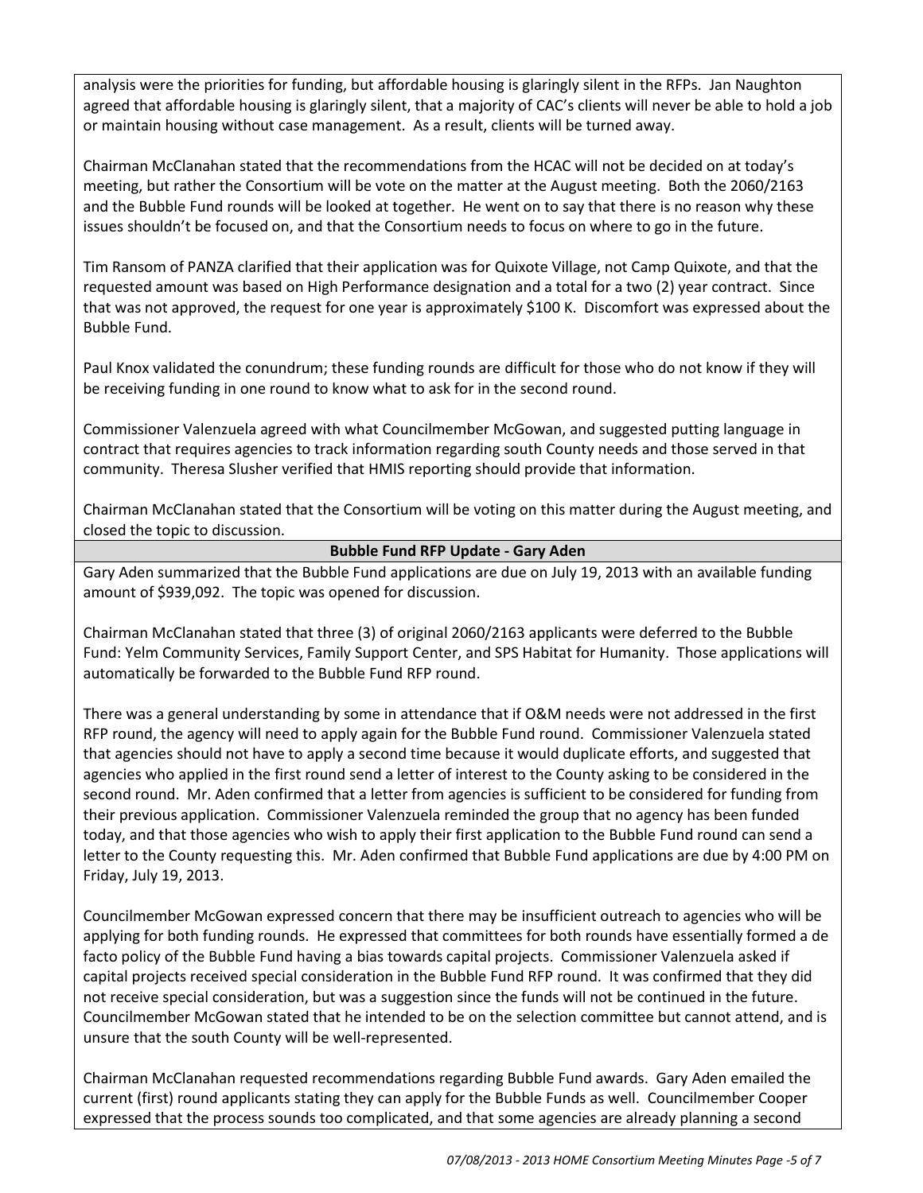analysis were the priorities for funding, but affordable housing is glaringly silent in the RFPs. Jan Naughton agreed that affordable housing is glaringly silent, that a majority of CAC's clients will never be able to hold a job or maintain housing without case management. As a result, clients will be turned away.

Chairman McClanahan stated that the recommendations from the HCAC will not be decided on at today's meeting, but rather the Consortium will be vote on the matter at the August meeting. Both the 2060/2163 and the Bubble Fund rounds will be looked at together. He went on to say that there is no reason why these issues shouldn't be focused on, and that the Consortium needs to focus on where to go in the future.

Tim Ransom of PANZA clarified that their application was for Quixote Village, not Camp Quixote, and that the requested amount was based on High Performance designation and a total for a two (2) year contract. Since that was not approved, the request for one year is approximately $100 K. Discomfort was expressed about the Bubble Fund.

Paul Knox validated the conundrum; these funding rounds are difficult for those who do not know if they will be receiving funding in one round to know what to ask for in the second round.

Commissioner Valenzuela agreed with what Councilmember McGowan, and suggested putting language in contract that requires agencies to track information regarding south County needs and those served in that community. Theresa Slusher verified that HMIS reporting should provide that information.

Chairman McClanahan stated that the Consortium will be voting on this matter during the August meeting, and closed the topic to discussion.

**Bubble Fund RFP Update - Gary Aden**

Gary Aden summarized that the Bubble Fund applications are due on July 19, 2013 with an available funding amount of $939,092. The topic was opened for discussion.

Chairman McClanahan stated that three (3) of original 2060/2163 applicants were deferred to the Bubble Fund: Yelm Community Services, Family Support Center, and SPS Habitat for Humanity. Those applications will automatically be forwarded to the Bubble Fund RFP round.

There was a general understanding by some in attendance that if O&M needs were not addressed in the first RFP round, the agency will need to apply again for the Bubble Fund round. Commissioner Valenzuela stated that agencies should not have to apply a second time because it would duplicate efforts, and suggested that agencies who applied in the first round send a letter of interest to the County asking to be considered in the second round. Mr. Aden confirmed that a letter from agencies is sufficient to be considered for funding from their previous application. Commissioner Valenzuela reminded the group that no agency has been funded today, and that those agencies who wish to apply their first application to the Bubble Fund round can send a letter to the County requesting this. Mr. Aden confirmed that Bubble Fund applications are due by 4:00 PM on Friday, July 19, 2013.

Councilmember McGowan expressed concern that there may be insufficient outreach to agencies who will be applying for both funding rounds. He expressed that committees for both rounds have essentially formed a de facto policy of the Bubble Fund having a bias towards capital projects. Commissioner Valenzuela asked if capital projects received special consideration in the Bubble Fund RFP round. It was confirmed that they did not receive special consideration, but was a suggestion since the funds will not be continued in the future. Councilmember McGowan stated that he intended to be on the selection committee but cannot attend, and is unsure that the south County will be well-represented.

Chairman McClanahan requested recommendations regarding Bubble Fund awards. Gary Aden emailed the current (first) round applicants stating they can apply for the Bubble Funds as well. Councilmember Cooper expressed that the process sounds too complicated, and that some agencies are already planning a second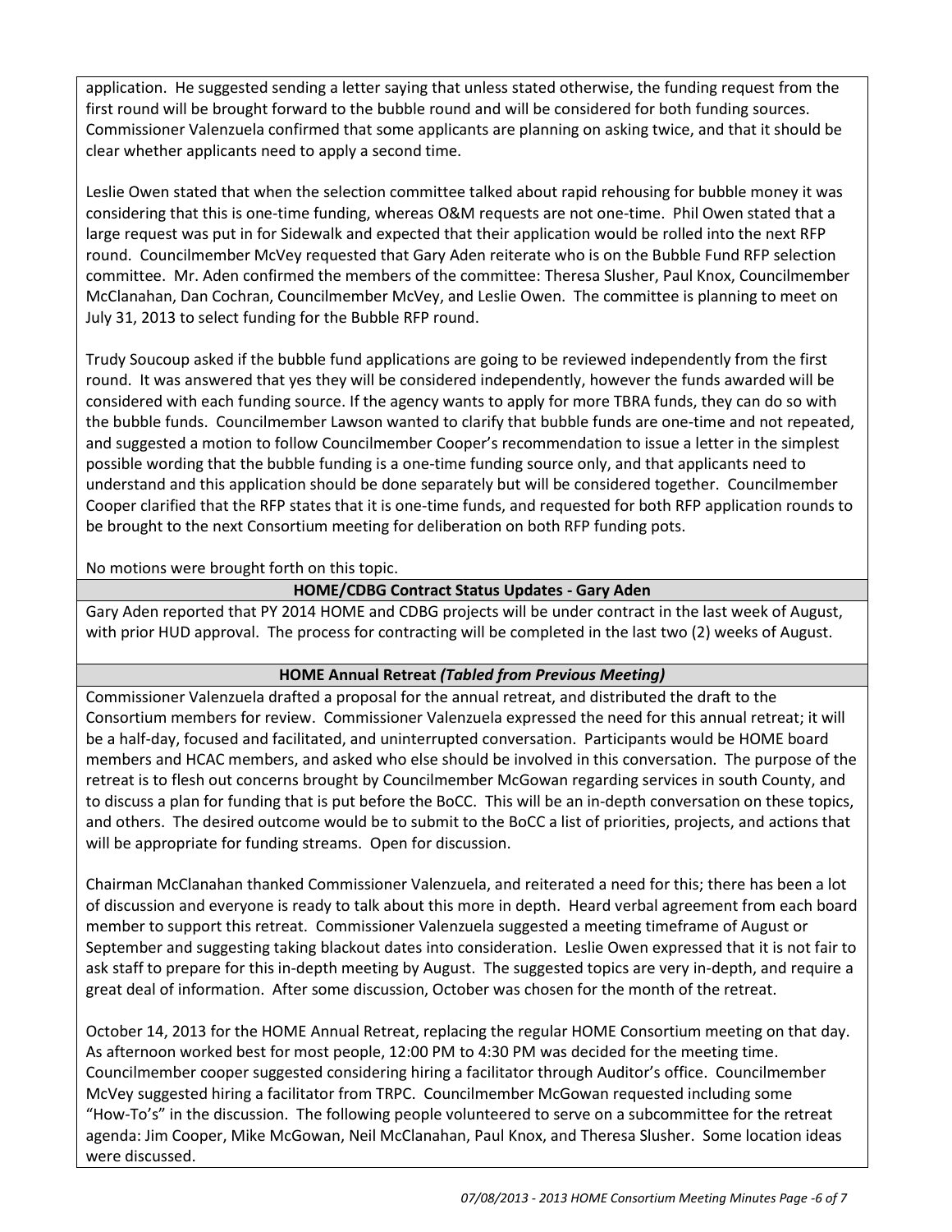application. He suggested sending a letter saying that unless stated otherwise, the funding request from the first round will be brought forward to the bubble round and will be considered for both funding sources. Commissioner Valenzuela confirmed that some applicants are planning on asking twice, and that it should be clear whether applicants need to apply a second time.

Leslie Owen stated that when the selection committee talked about rapid rehousing for bubble money it was considering that this is one-time funding, whereas O&M requests are not one-time. Phil Owen stated that a large request was put in for Sidewalk and expected that their application would be rolled into the next RFP round. Councilmember McVey requested that Gary Aden reiterate who is on the Bubble Fund RFP selection committee. Mr. Aden confirmed the members of the committee: Theresa Slusher, Paul Knox, Councilmember McClanahan, Dan Cochran, Councilmember McVey, and Leslie Owen. The committee is planning to meet on July 31, 2013 to select funding for the Bubble RFP round.

Trudy Soucoup asked if the bubble fund applications are going to be reviewed independently from the first round. It was answered that yes they will be considered independently, however the funds awarded will be considered with each funding source. If the agency wants to apply for more TBRA funds, they can do so with the bubble funds. Councilmember Lawson wanted to clarify that bubble funds are one-time and not repeated, and suggested a motion to follow Councilmember Cooper's recommendation to issue a letter in the simplest possible wording that the bubble funding is a one-time funding source only, and that applicants need to understand and this application should be done separately but will be considered together. Councilmember Cooper clarified that the RFP states that it is one-time funds, and requested for both RFP application rounds to be brought to the next Consortium meeting for deliberation on both RFP funding pots.

No motions were brought forth on this topic.

**HOME/CDBG Contract Status Updates - Gary Aden**

Gary Aden reported that PY 2014 HOME and CDBG projects will be under contract in the last week of August, with prior HUD approval. The process for contracting will be completed in the last two (2) weeks of August.

**HOME Annual Retreat *(Tabled from Previous Meeting)***

Commissioner Valenzuela drafted a proposal for the annual retreat, and distributed the draft to the Consortium members for review. Commissioner Valenzuela expressed the need for this annual retreat; it will be a half-day, focused and facilitated, and uninterrupted conversation. Participants would be HOME board members and HCAC members, and asked who else should be involved in this conversation. The purpose of the retreat is to flesh out concerns brought by Councilmember McGowan regarding services in south County, and to discuss a plan for funding that is put before the BoCC. This will be an in-depth conversation on these topics, and others. The desired outcome would be to submit to the BoCC a list of priorities, projects, and actions that will be appropriate for funding streams. Open for discussion.

Chairman McClanahan thanked Commissioner Valenzuela, and reiterated a need for this; there has been a lot of discussion and everyone is ready to talk about this more in depth. Heard verbal agreement from each board member to support this retreat. Commissioner Valenzuela suggested a meeting timeframe of August or September and suggesting taking blackout dates into consideration. Leslie Owen expressed that it is not fair to ask staff to prepare for this in-depth meeting by August. The suggested topics are very in-depth, and require a great deal of information. After some discussion, October was chosen for the month of the retreat.

October 14, 2013 for the HOME Annual Retreat, replacing the regular HOME Consortium meeting on that day. As afternoon worked best for most people, 12:00 PM to 4:30 PM was decided for the meeting time. Councilmember cooper suggested considering hiring a facilitator through Auditor's office. Councilmember McVey suggested hiring a facilitator from TRPC. Councilmember McGowan requested including some "How-To's" in the discussion. The following people volunteered to serve on a subcommittee for the retreat agenda: Jim Cooper, Mike McGowan, Neil McClanahan, Paul Knox, and Theresa Slusher. Some location ideas were discussed.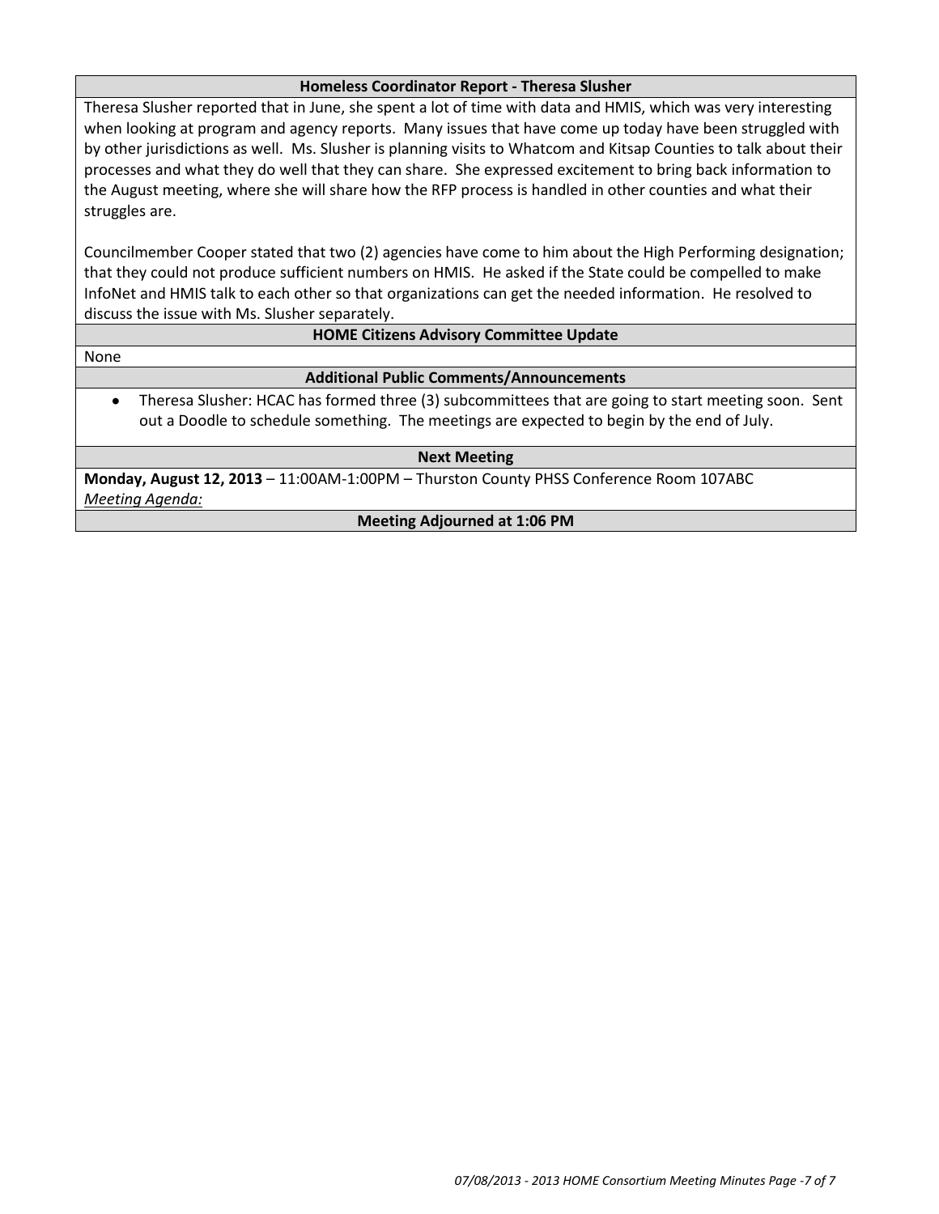### Homeless Coordinator Report - Theresa Slusher

Theresa Slusher reported that in June, she spent a lot of time with data and HMIS, which was very interesting when looking at program and agency reports. Many issues that have come up today have been struggled with by other jurisdictions as well. Ms. Slusher is planning visits to Whatcom and Kitsap Counties to talk about their processes and what they do well that they can share. She expressed excitement to bring back information to the August meeting, where she will share how the RFP process is handled in other counties and what their struggles are.

Councilmember Cooper stated that two (2) agencies have come to him about the High Performing designation; that they could not produce sufficient numbers on HMIS. He asked if the State could be compelled to make InfoNet and HMIS talk to each other so that organizations can get the needed information. He resolved to discuss the issue with Ms. Slusher separately.

### HOME Citizens Advisory Committee Update

None

### Additional Public Comments/Announcements

- Theresa Slusher: HCAC has formed three (3) subcommittees that are going to start meeting soon. Sent out a Doodle to schedule something. The meetings are expected to begin by the end of July.

### Next Meeting

**Monday, August 12, 2013** – 11:00AM-1:00PM – Thurston County PHSS Conference Room 107ABC

*Meeting Agenda:*

### Meeting Adjourned at 1:06 PM